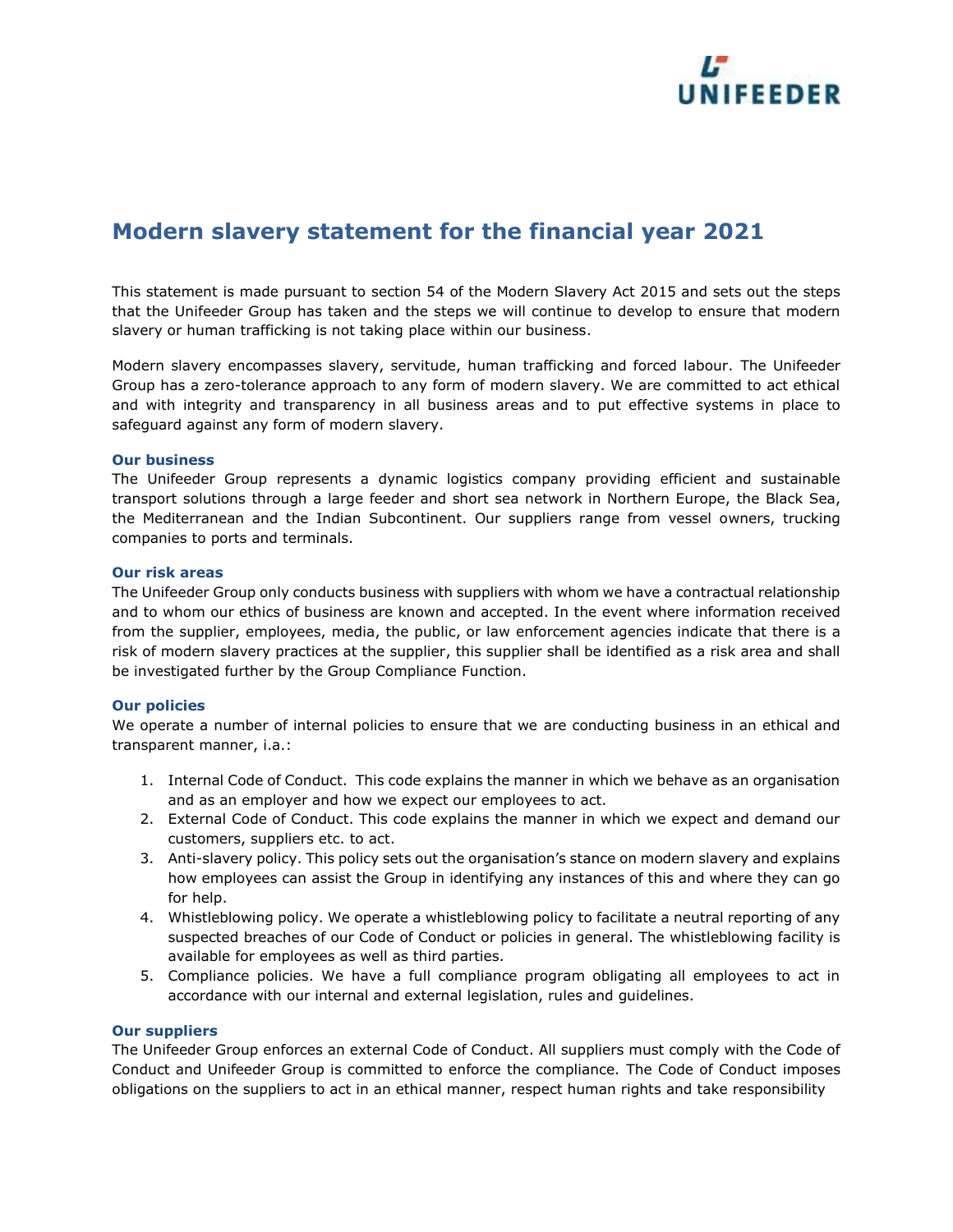# Modern slavery statement for the financial year 2021

This statement is made pursuant to section 54 of the Modern Slavery Act 2015 and sets out the steps that the Unifeeder Group has taken and the steps we will continue to develop to ensure that modern slavery or human trafficking is not taking place within our business.

Modern slavery encompasses slavery, servitude, human trafficking and forced labour. The Unifeeder Group has a zero-tolerance approach to any form of modern slavery. We are committed to act ethical and with integrity and transparency in all business areas and to put effective systems in place to safeguard against any form of modern slavery.

### Our business

The Unifeeder Group represents a dynamic logistics company providing efficient and sustainable transport solutions through a large feeder and short sea network in Northern Europe, the Black Sea, the Mediterranean and the Indian Subcontinent. Our suppliers range from vessel owners, trucking companies to ports and terminals.

### Our risk areas

The Unifeeder Group only conducts business with suppliers with whom we have a contractual relationship and to whom our ethics of business are known and accepted. In the event where information received from the supplier, employees, media, the public, or law enforcement agencies indicate that there is a risk of modern slavery practices at the supplier, this supplier shall be identified as a risk area and shall be investigated further by the Group Compliance Function.

### Our policies

We operate a number of internal policies to ensure that we are conducting business in an ethical and transparent manner, i.a.:

1. Internal Code of Conduct. This code explains the manner in which we behave as an organisation and as an employer and how we expect our employees to act.
2. External Code of Conduct. This code explains the manner in which we expect and demand our customers, suppliers etc. to act.
3. Anti-slavery policy. This policy sets out the organisation's stance on modern slavery and explains how employees can assist the Group in identifying any instances of this and where they can go for help.
4. Whistleblowing policy. We operate a whistleblowing policy to facilitate a neutral reporting of any suspected breaches of our Code of Conduct or policies in general. The whistleblowing facility is available for employees as well as third parties.
5. Compliance policies. We have a full compliance program obligating all employees to act in accordance with our internal and external legislation, rules and guidelines.

### Our suppliers

The Unifeeder Group enforces an external Code of Conduct. All suppliers must comply with the Code of Conduct and Unifeeder Group is committed to enforce the compliance. The Code of Conduct imposes obligations on the suppliers to act in an ethical manner, respect human rights and take responsibility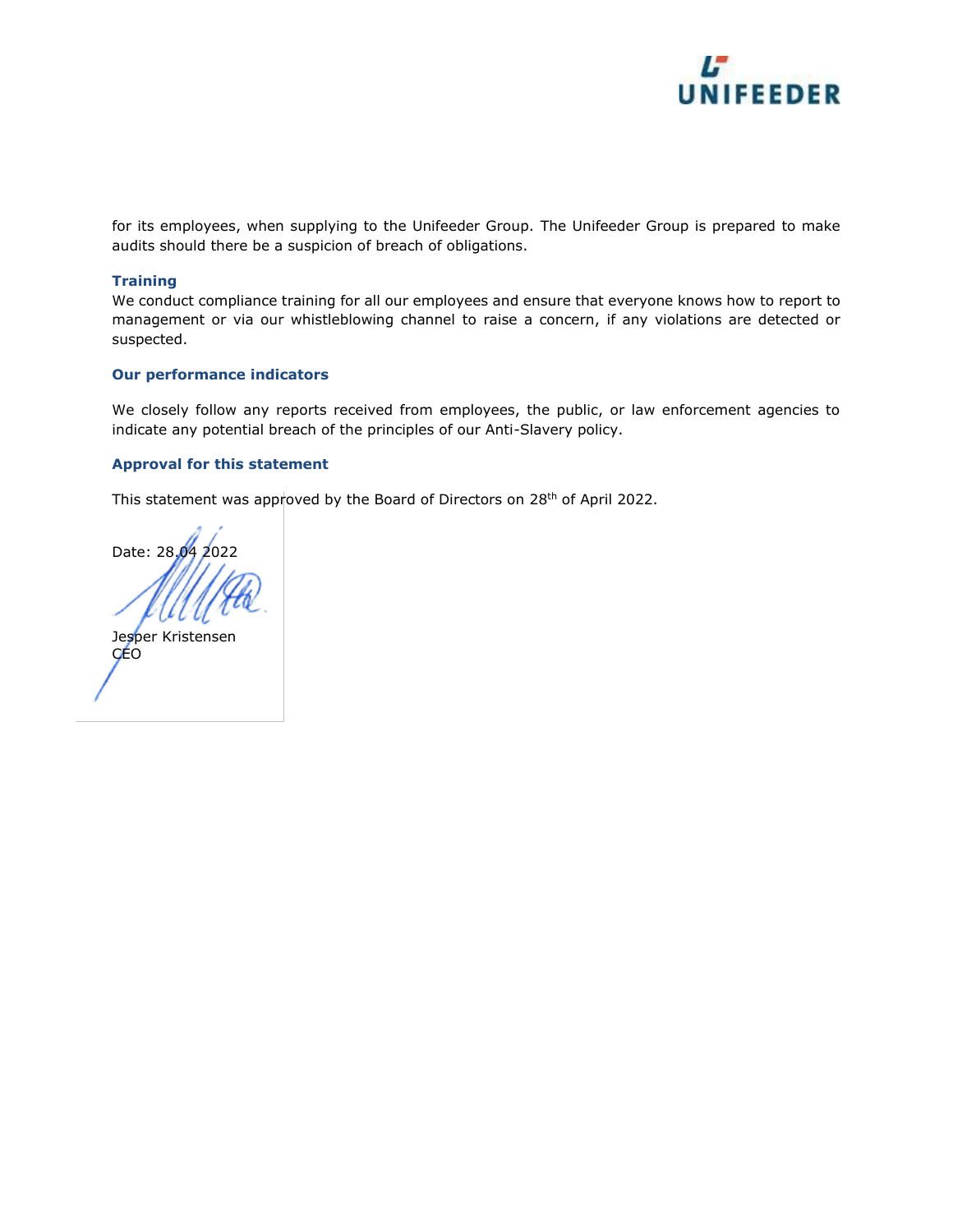for its employees, when supplying to the Unifeeder Group. The Unifeeder Group is prepared to make audits should there be a suspicion of breach of obligations.

### Training

We conduct compliance training for all our employees and ensure that everyone knows how to report to management or via our whistleblowing channel to raise a concern, if any violations are detected or suspected.

### Our performance indicators

We closely follow any reports received from employees, the public, or law enforcement agencies to indicate any potential breach of the principles of our Anti-Slavery policy.

### Approval for this statement

This statement was approved by the Board of Directors on 28th of April 2022.

Date: 28.04 2022

Jesper Kristensen
CEO